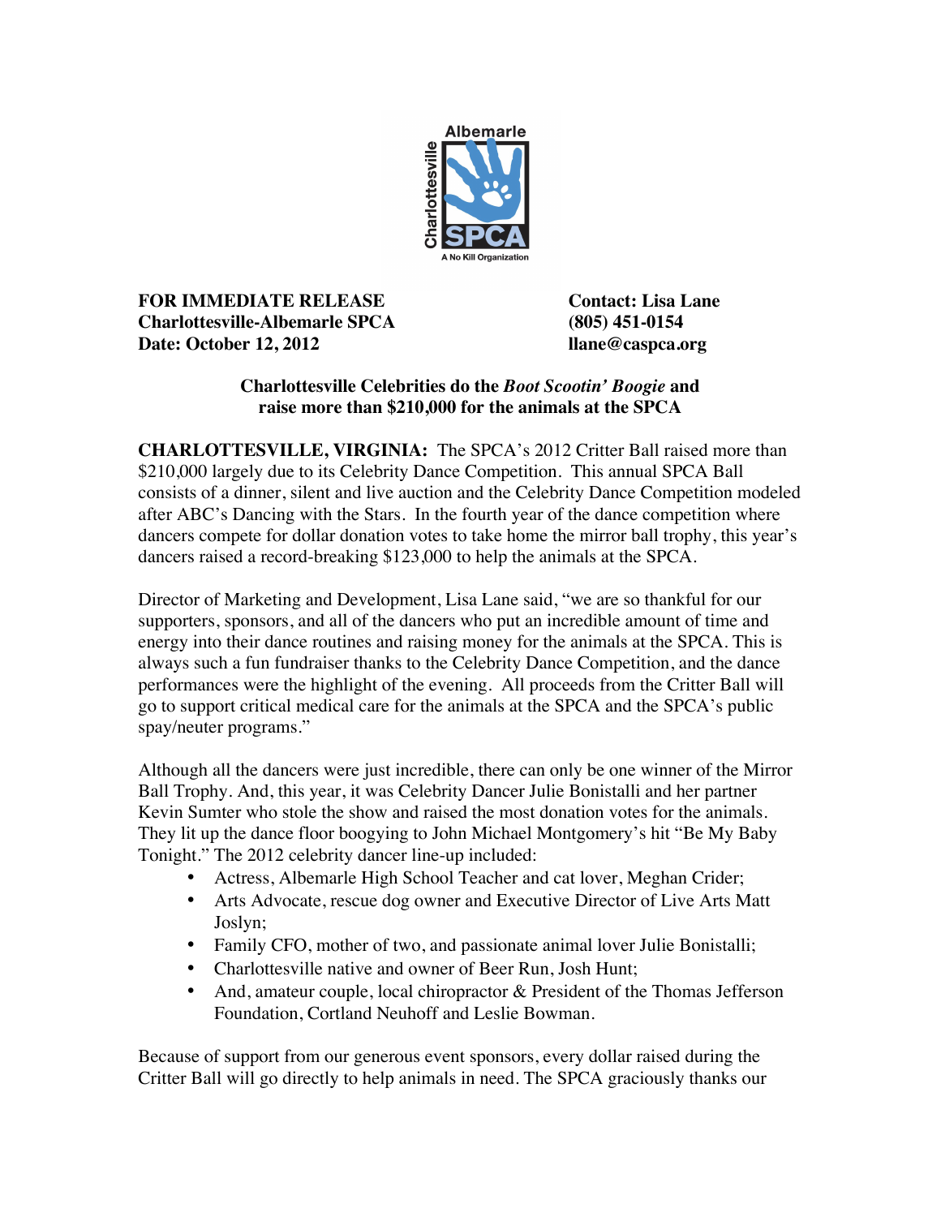**FOR IMMEDIATE RELEASE**
**Charlottesville-Albemarle SPCA**
**Date: October 12, 2012**

**Contact: Lisa Lane**
**(805) 451-0154**
**llane@caspca.org**

## Charlottesville Celebrities do the *Boot Scootin' Boogie* and raise more than $210,000 for the animals at the SPCA

**CHARLOTTESVILLE, VIRGINIA:** The SPCA's 2012 Critter Ball raised more than $210,000 largely due to its Celebrity Dance Competition. This annual SPCA Ball consists of a dinner, silent and live auction and the Celebrity Dance Competition modeled after ABC's Dancing with the Stars. In the fourth year of the dance competition where dancers compete for dollar donation votes to take home the mirror ball trophy, this year's dancers raised a record-breaking $123,000 to help the animals at the SPCA.

Director of Marketing and Development, Lisa Lane said, "we are so thankful for our supporters, sponsors, and all of the dancers who put an incredible amount of time and energy into their dance routines and raising money for the animals at the SPCA. This is always such a fun fundraiser thanks to the Celebrity Dance Competition, and the dance performances were the highlight of the evening. All proceeds from the Critter Ball will go to support critical medical care for the animals at the SPCA and the SPCA's public spay/neuter programs."

Although all the dancers were just incredible, there can only be one winner of the Mirror Ball Trophy. And, this year, it was Celebrity Dancer Julie Bonistalli and her partner Kevin Sumter who stole the show and raised the most donation votes for the animals. They lit up the dance floor boogying to John Michael Montgomery's hit "Be My Baby Tonight." The 2012 celebrity dancer line-up included:

- Actress, Albemarle High School Teacher and cat lover, Meghan Crider;
- Arts Advocate, rescue dog owner and Executive Director of Live Arts Matt Joslyn;
- Family CFO, mother of two, and passionate animal lover Julie Bonistalli;
- Charlottesville native and owner of Beer Run, Josh Hunt;
- And, amateur couple, local chiropractor & President of the Thomas Jefferson Foundation, Cortland Neuhoff and Leslie Bowman.

Because of support from our generous event sponsors, every dollar raised during the Critter Ball will go directly to help animals in need. The SPCA graciously thanks our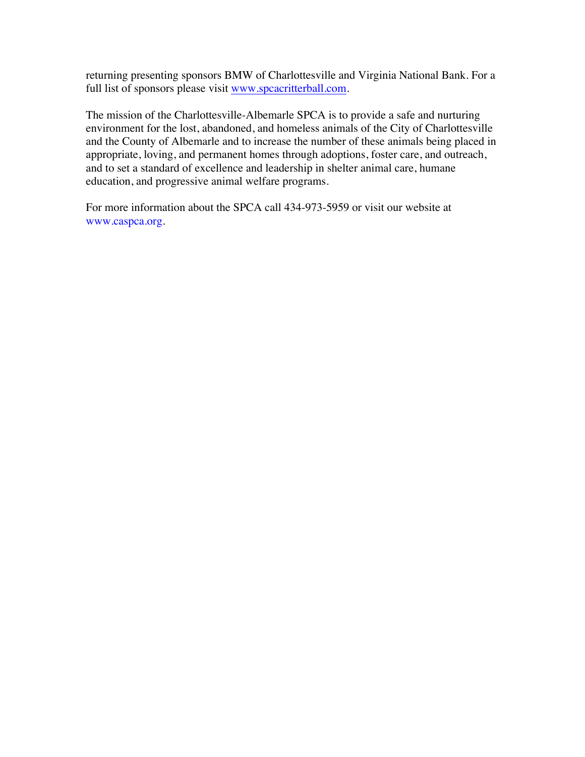returning presenting sponsors BMW of Charlottesville and Virginia National Bank. For a full list of sponsors please visit www.spcacritterball.com.

The mission of the Charlottesville-Albemarle SPCA is to provide a safe and nurturing environment for the lost, abandoned, and homeless animals of the City of Charlottesville and the County of Albemarle and to increase the number of these animals being placed in appropriate, loving, and permanent homes through adoptions, foster care, and outreach, and to set a standard of excellence and leadership in shelter animal care, humane education, and progressive animal welfare programs.

For more information about the SPCA call 434-973-5959 or visit our website at www.caspca.org.